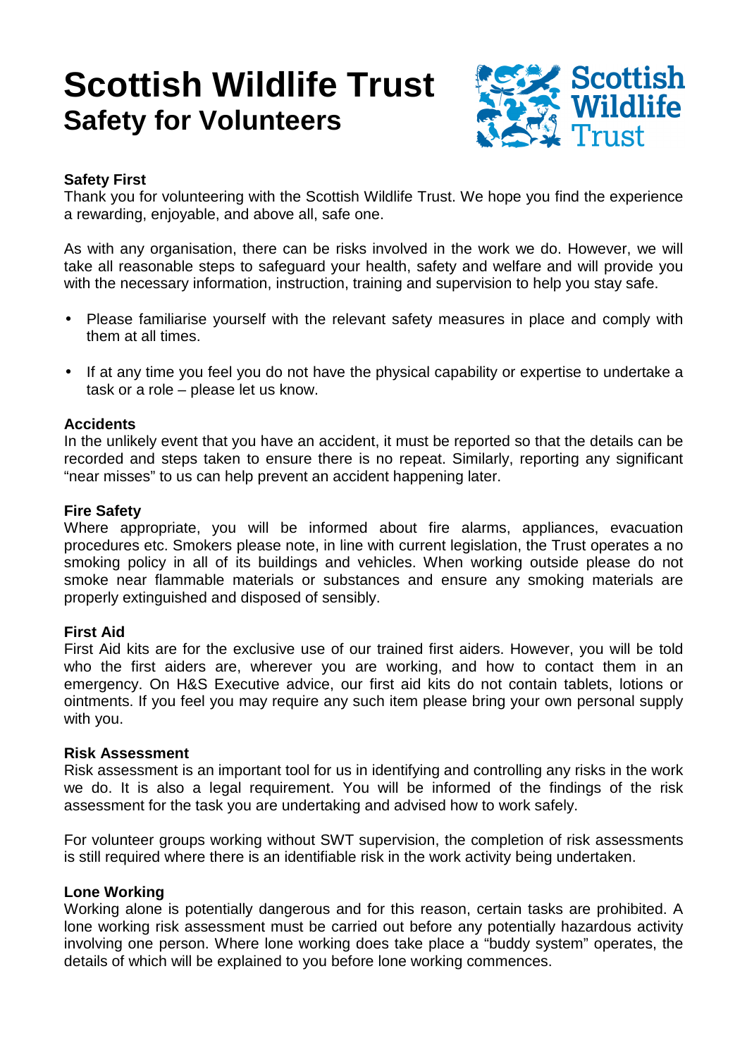# Scottish Wildlife Trust
## Safety for Volunteers

### Safety First

Thank you for volunteering with the Scottish Wildlife Trust. We hope you find the experience a rewarding, enjoyable, and above all, safe one.

As with any organisation, there can be risks involved in the work we do. However, we will take all reasonable steps to safeguard your health, safety and welfare and will provide you with the necessary information, instruction, training and supervision to help you stay safe.

- Please familiarise yourself with the relevant safety measures in place and comply with them at all times.
- If at any time you feel you do not have the physical capability or expertise to undertake a task or a role – please let us know.

### Accidents

In the unlikely event that you have an accident, it must be reported so that the details can be recorded and steps taken to ensure there is no repeat. Similarly, reporting any significant "near misses" to us can help prevent an accident happening later.

### Fire Safety

Where appropriate, you will be informed about fire alarms, appliances, evacuation procedures etc. Smokers please note, in line with current legislation, the Trust operates a no smoking policy in all of its buildings and vehicles. When working outside please do not smoke near flammable materials or substances and ensure any smoking materials are properly extinguished and disposed of sensibly.

### First Aid

First Aid kits are for the exclusive use of our trained first aiders. However, you will be told who the first aiders are, wherever you are working, and how to contact them in an emergency. On H&S Executive advice, our first aid kits do not contain tablets, lotions or ointments. If you feel you may require any such item please bring your own personal supply with you.

### Risk Assessment

Risk assessment is an important tool for us in identifying and controlling any risks in the work we do. It is also a legal requirement. You will be informed of the findings of the risk assessment for the task you are undertaking and advised how to work safely.

For volunteer groups working without SWT supervision, the completion of risk assessments is still required where there is an identifiable risk in the work activity being undertaken.

### Lone Working

Working alone is potentially dangerous and for this reason, certain tasks are prohibited. A lone working risk assessment must be carried out before any potentially hazardous activity involving one person. Where lone working does take place a "buddy system" operates, the details of which will be explained to you before lone working commences.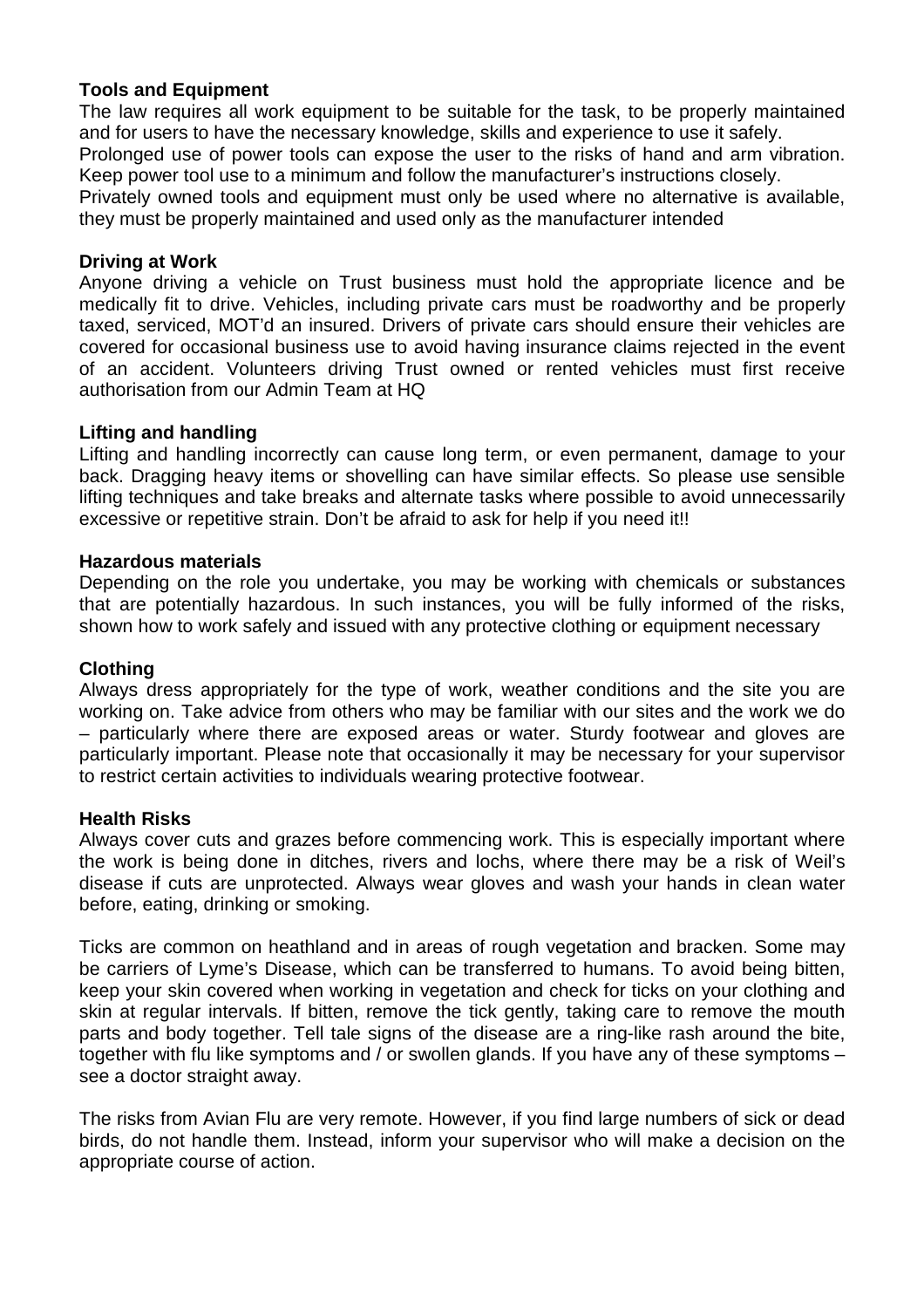**Tools and Equipment**

The law requires all work equipment to be suitable for the task, to be properly maintained and for users to have the necessary knowledge, skills and experience to use it safely.
Prolonged use of power tools can expose the user to the risks of hand and arm vibration. Keep power tool use to a minimum and follow the manufacturer's instructions closely.
Privately owned tools and equipment must only be used where no alternative is available, they must be properly maintained and used only as the manufacturer intended

**Driving at Work**

Anyone driving a vehicle on Trust business must hold the appropriate licence and be medically fit to drive. Vehicles, including private cars must be roadworthy and be properly taxed, serviced, MOT'd an insured. Drivers of private cars should ensure their vehicles are covered for occasional business use to avoid having insurance claims rejected in the event of an accident. Volunteers driving Trust owned or rented vehicles must first receive authorisation from our Admin Team at HQ

**Lifting and handling**

Lifting and handling incorrectly can cause long term, or even permanent, damage to your back. Dragging heavy items or shovelling can have similar effects. So please use sensible lifting techniques and take breaks and alternate tasks where possible to avoid unnecessarily excessive or repetitive strain. Don't be afraid to ask for help if you need it!!

**Hazardous materials**

Depending on the role you undertake, you may be working with chemicals or substances that are potentially hazardous. In such instances, you will be fully informed of the risks, shown how to work safely and issued with any protective clothing or equipment necessary

**Clothing**

Always dress appropriately for the type of work, weather conditions and the site you are working on. Take advice from others who may be familiar with our sites and the work we do – particularly where there are exposed areas or water. Sturdy footwear and gloves are particularly important. Please note that occasionally it may be necessary for your supervisor to restrict certain activities to individuals wearing protective footwear.

**Health Risks**

Always cover cuts and grazes before commencing work. This is especially important where the work is being done in ditches, rivers and lochs, where there may be a risk of Weil's disease if cuts are unprotected. Always wear gloves and wash your hands in clean water before, eating, drinking or smoking.

Ticks are common on heathland and in areas of rough vegetation and bracken. Some may be carriers of Lyme's Disease, which can be transferred to humans. To avoid being bitten, keep your skin covered when working in vegetation and check for ticks on your clothing and skin at regular intervals. If bitten, remove the tick gently, taking care to remove the mouth parts and body together. Tell tale signs of the disease are a ring-like rash around the bite, together with flu like symptoms and / or swollen glands. If you have any of these symptoms – see a doctor straight away.

The risks from Avian Flu are very remote. However, if you find large numbers of sick or dead birds, do not handle them. Instead, inform your supervisor who will make a decision on the appropriate course of action.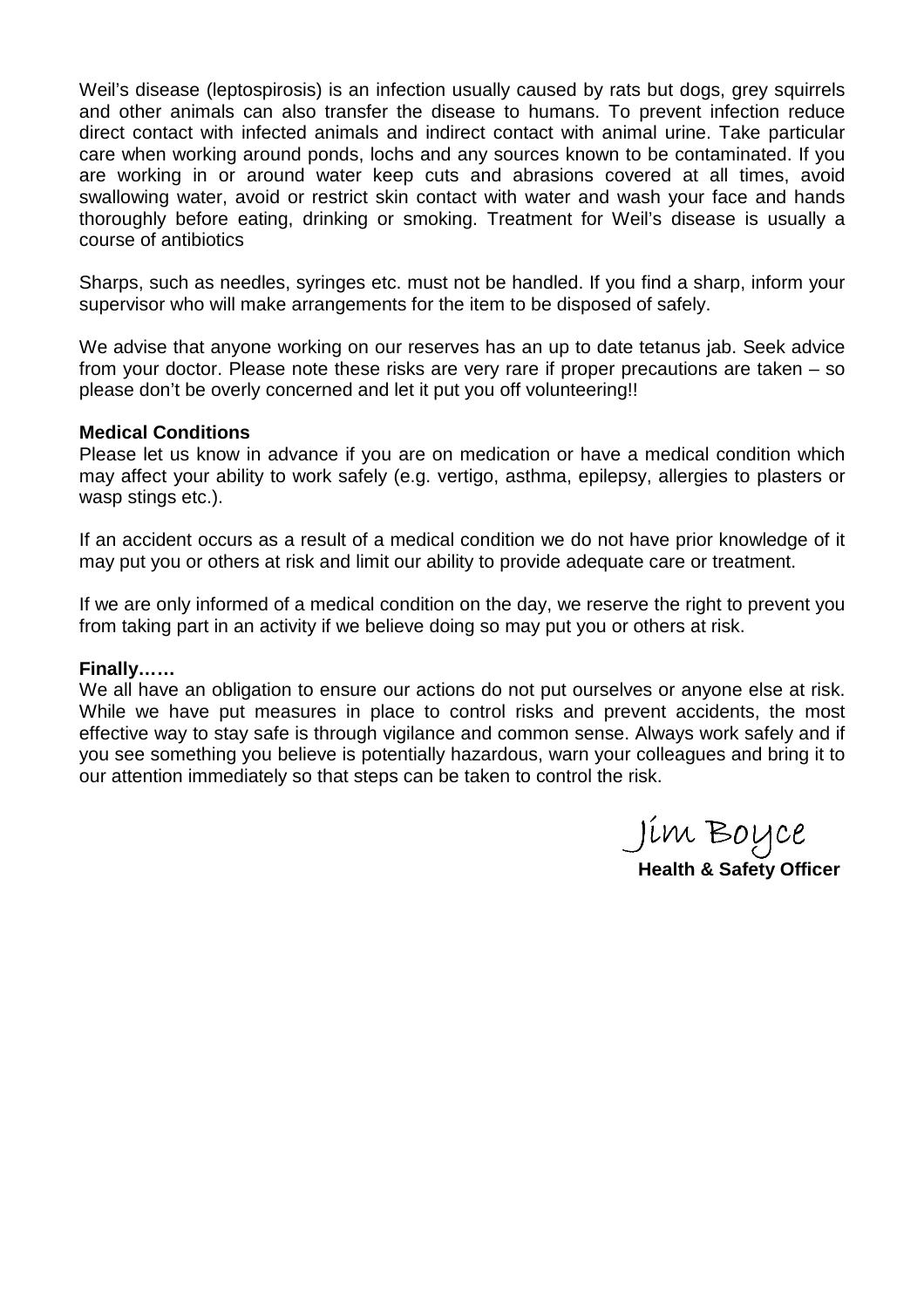Weil's disease (leptospirosis) is an infection usually caused by rats but dogs, grey squirrels and other animals can also transfer the disease to humans. To prevent infection reduce direct contact with infected animals and indirect contact with animal urine. Take particular care when working around ponds, lochs and any sources known to be contaminated. If you are working in or around water keep cuts and abrasions covered at all times, avoid swallowing water, avoid or restrict skin contact with water and wash your face and hands thoroughly before eating, drinking or smoking. Treatment for Weil's disease is usually a course of antibiotics

Sharps, such as needles, syringes etc. must not be handled. If you find a sharp, inform your supervisor who will make arrangements for the item to be disposed of safely.

We advise that anyone working on our reserves has an up to date tetanus jab. Seek advice from your doctor. Please note these risks are very rare if proper precautions are taken – so please don't be overly concerned and let it put you off volunteering!!

**Medical Conditions**

Please let us know in advance if you are on medication or have a medical condition which may affect your ability to work safely (e.g. vertigo, asthma, epilepsy, allergies to plasters or wasp stings etc.).

If an accident occurs as a result of a medical condition we do not have prior knowledge of it may put you or others at risk and limit our ability to provide adequate care or treatment.

If we are only informed of a medical condition on the day, we reserve the right to prevent you from taking part in an activity if we believe doing so may put you or others at risk.

**Finally……**

We all have an obligation to ensure our actions do not put ourselves or anyone else at risk. While we have put measures in place to control risks and prevent accidents, the most effective way to stay safe is through vigilance and common sense. Always work safely and if you see something you believe is potentially hazardous, warn your colleagues and bring it to our attention immediately so that steps can be taken to control the risk.

Jim Boyce

**Health & Safety Officer**